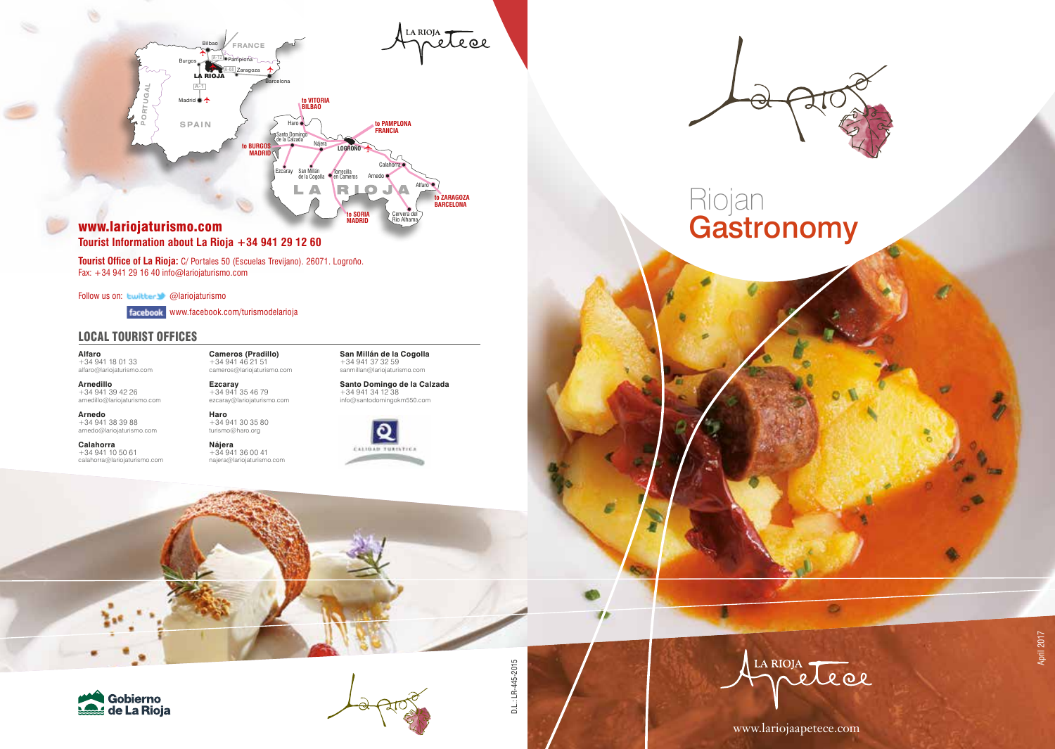LA RIOJA Apetece

# Riojan Gastronomy

www.lariojaapetece.com

April 2017

**www.lariojaturismo.com**

**Tourist Information about La Rioja +34 941 29 12 60**

**Tourist Office of La Rioja:** C/ Portales 50 (Escuelas Trevijano). 26071. Logroño.
Fax: +34 941 29 16 40 info@lariojaturismo.com

Follow us on: twitter @lariojaturismo

facebook www.facebook.com/turismodelarioja

## LOCAL TOURIST OFFICES

**Alfaro**
+34 941 18 01 33
alfaro@lariojaturismo.com

**Arnedillo**
+34 941 39 42 26
arnedillo@lariojaturismo.com

**Arnedo**
+34 941 38 39 88
arnedo@lariojaturismo.com

**Calahorra**
+34 941 10 50 61
calahorra@lariojaturismo.com

**Cameros (Pradillo)**
+34 941 46 21 51
cameros@lariojaturismo.com

**Ezcaray**
+34 941 35 46 79
ezcaray@lariojaturismo.com

**Haro**
+34 941 30 35 80
turismo@haro.org

**Nájera**
+34 941 36 00 41
najera@lariojaturismo.com

**San Millán de la Cogolla**
+34 941 37 32 59
sanmillan@lariojaturismo.com

**Santo Domingo de la Calzada**
+34 941 34 12 38
info@santodomingokm550.com

Gobierno de La Rioja

D.L.: LR-445-2015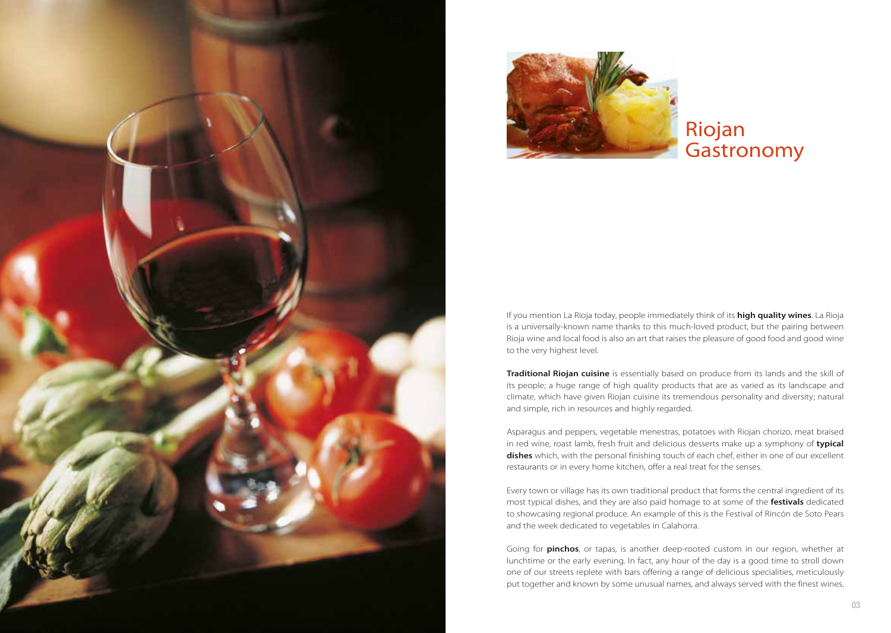# Riojan Gastronomy

If you mention La Rioja today, people immediately think of its **high quality wines**. La Rioja is a universally-known name thanks to this much-loved product, but the pairing between Rioja wine and local food is also an art that raises the pleasure of good food and good wine to the very highest level.

**Traditional Riojan cuisine** is essentially based on produce from its lands and the skill of its people; a huge range of high quality products that are as varied as its landscape and climate, which have given Riojan cuisine its tremendous personality and diversity; natural and simple, rich in resources and highly regarded.

Asparagus and peppers, vegetable menestras, potatoes with Riojan chorizo, meat braised in red wine, roast lamb, fresh fruit and delicious desserts make up a symphony of **typical dishes** which, with the personal finishing touch of each chef, either in one of our excellent restaurants or in every home kitchen, offer a real treat for the senses.

Every town or village has its own traditional product that forms the central ingredient of its most typical dishes, and they are also paid homage to at some of the **festivals** dedicated to showcasing regional produce. An example of this is the Festival of Rincón de Soto Pears and the week dedicated to vegetables in Calahorra.

Going for **pinchos**, or tapas, is another deep-rooted custom in our region, whether at lunchtime or the early evening. In fact, any hour of the day is a good time to stroll down one of our streets replete with bars offering a range of delicious specialities, meticulously put together and known by some unusual names, and always served with the finest wines.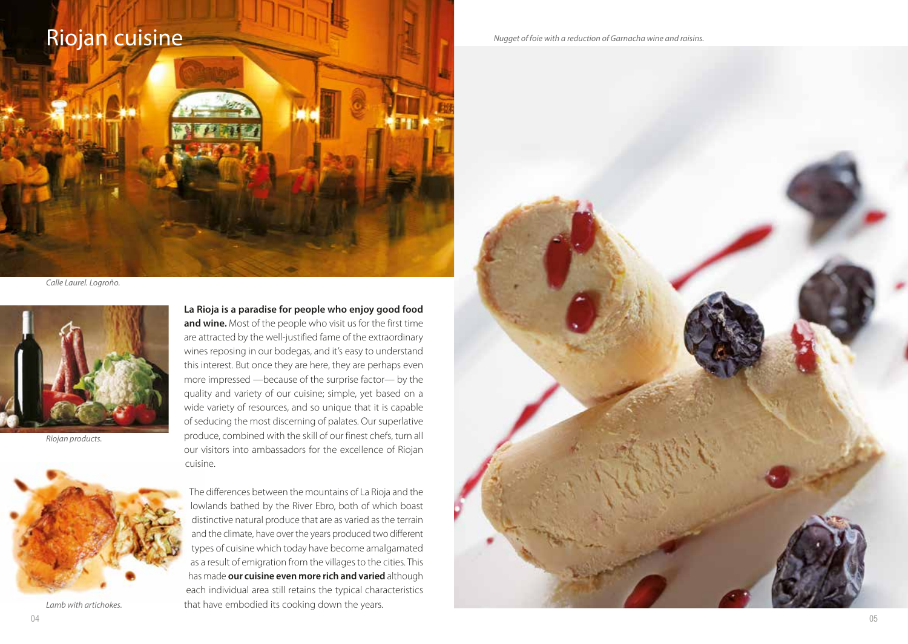# Riojan cuisine

*Calle Laurel. Logroño.*

*Riojan products.*

*Lamb with artichokes.*

**La Rioja is a paradise for people who enjoy good food and wine.** Most of the people who visit us for the first time are attracted by the well-justified fame of the extraordinary wines reposing in our bodegas, and it's easy to understand this interest. But once they are here, they are perhaps even more impressed —because of the surprise factor— by the quality and variety of our cuisine; simple, yet based on a wide variety of resources, and so unique that it is capable of seducing the most discerning of palates. Our superlative produce, combined with the skill of our finest chefs, turn all our visitors into ambassadors for the excellence of Riojan cuisine.

The differences between the mountains of La Rioja and the lowlands bathed by the River Ebro, both of which boast distinctive natural produce that are as varied as the terrain and the climate, have over the years produced two different types of cuisine which today have become amalgamated as a result of emigration from the villages to the cities. This has made **our cuisine even more rich and varied** although each individual area still retains the typical characteristics that have embodied its cooking down the years.

*Nugget of foie with a reduction of Garnacha wine and raisins.*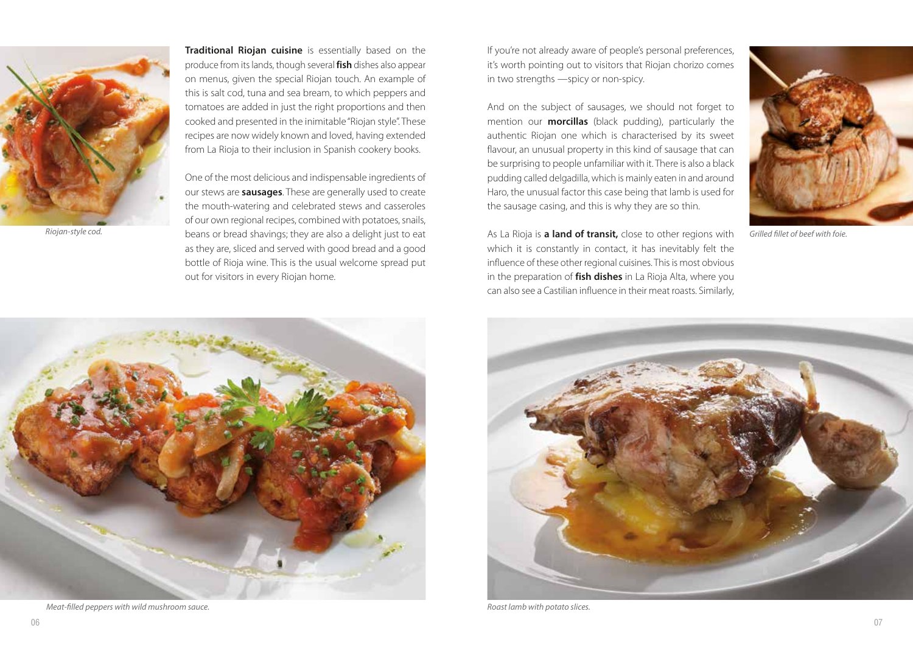Riojan-style cod.

**Traditional Riojan cuisine** is essentially based on the produce from its lands, though several **fish** dishes also appear on menus, given the special Riojan touch. An example of this is salt cod, tuna and sea bream, to which peppers and tomatoes are added in just the right proportions and then cooked and presented in the inimitable "Riojan style". These recipes are now widely known and loved, having extended from La Rioja to their inclusion in Spanish cookery books.

One of the most delicious and indispensable ingredients of our stews are **sausages**. These are generally used to create the mouth-watering and celebrated stews and casseroles of our own regional recipes, combined with potatoes, snails, beans or bread shavings; they are also a delight just to eat as they are, sliced and served with good bread and a good bottle of Rioja wine. This is the usual welcome spread put out for visitors in every Riojan home.

If you're not already aware of people's personal preferences, it's worth pointing out to visitors that Riojan chorizo comes in two strengths —spicy or non-spicy.

And on the subject of sausages, we should not forget to mention our **morcillas** (black pudding), particularly the authentic Riojan one which is characterised by its sweet flavour, an unusual property in this kind of sausage that can be surprising to people unfamiliar with it. There is also a black pudding called delgadilla, which is mainly eaten in and around Haro, the unusual factor this case being that lamb is used for the sausage casing, and this is why they are so thin.

As La Rioja is **a land of transit,** close to other regions with which it is constantly in contact, it has inevitably felt the influence of these other regional cuisines. This is most obvious in the preparation of **fish dishes** in La Rioja Alta, where you can also see a Castilian influence in their meat roasts. Similarly,

Grilled fillet of beef with foie.

Meat-filled peppers with wild mushroom sauce.

Roast lamb with potato slices.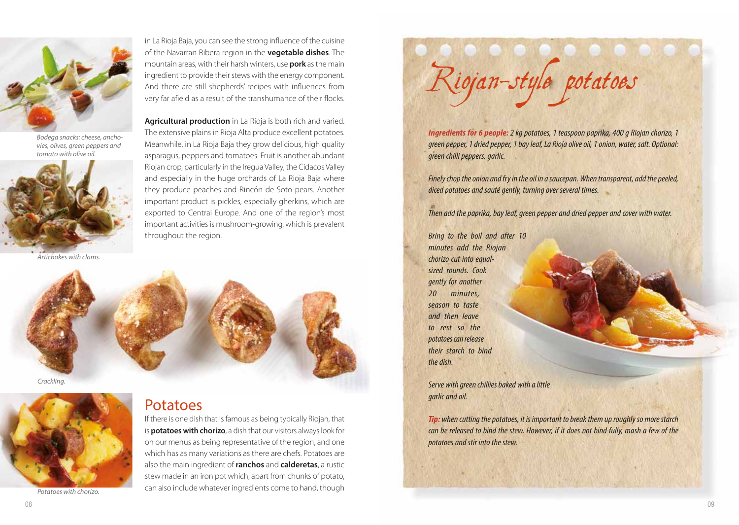in La Rioja Baja, you can see the strong influence of the cuisine of the Navarran Ribera region in the **vegetable dishes**. The mountain areas, with their harsh winters, use **pork** as the main ingredient to provide their stews with the energy component. And there are still shepherds' recipes with influences from very far afield as a result of the transhumance of their flocks.

**Agricultural production** in La Rioja is both rich and varied. The extensive plains in Rioja Alta produce excellent potatoes. Meanwhile, in La Rioja Baja they grow delicious, high quality asparagus, peppers and tomatoes. Fruit is another abundant Riojan crop, particularly in the Iregua Valley, the Cidacos Valley and especially in the huge orchards of La Rioja Baja where they produce peaches and Rincón de Soto pears. Another important product is pickles, especially gherkins, which are exported to Central Europe. And one of the region's most important activities is mushroom-growing, which is prevalent throughout the region.

*Bodega snacks: cheese, anchovies, olives, green peppers and tomato with olive oil.*

*Artichokes with clams.*

*Crackling.*

*Potatoes with chorizo.*

## Potatoes

If there is one dish that is famous as being typically Riojan, that is **potatoes with chorizo**, a dish that our visitors always look for on our menus as being representative of the region, and one which has as many variations as there are chefs. Potatoes are also the main ingredient of **ranchos** and **calderetas**, a rustic stew made in an iron pot which, apart from chunks of potato, can also include whatever ingredients come to hand, though

## Riojan-style potatoes

***Ingredients for 6 people:*** *2 kg potatoes, 1 teaspoon paprika, 400 g Riojan chorizo, 1 green pepper, 1 dried pepper, 1 bay leaf, La Rioja olive oil, 1 onion, water, salt. Optional: green chilli peppers, garlic.*

*Finely chop the onion and fry in the oil in a saucepan. When transparent, add the peeled, diced potatoes and sauté gently, turning over several times.*

*Then add the paprika, bay leaf, green pepper and dried pepper and cover with water.*

*Bring to the boil and after 10 minutes add the Riojan chorizo cut into equal-sized rounds. Cook gently for another 20 minutes, season to taste and then leave to rest so the potatoes can release their starch to bind the dish.*

*Serve with green chillies baked with a little garlic and oil.*

***Tip:*** *when cutting the potatoes, it is important to break them up roughly so more starch can be released to bind the stew. However, if it does not bind fully, mash a few of the potatoes and stir into the stew.*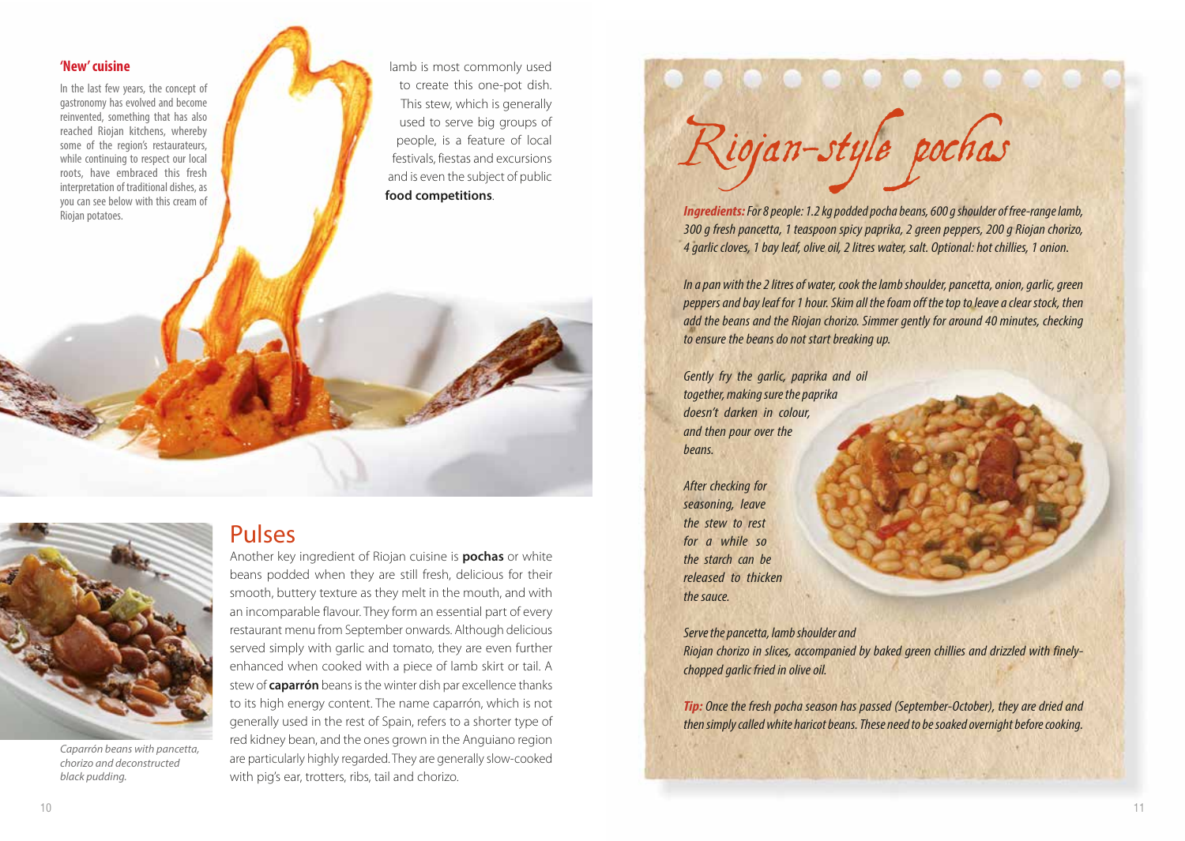## 'New' cuisine

In the last few years, the concept of gastronomy has evolved and become reinvented, something that has also reached Riojan kitchens, whereby some of the region's restaurateurs, while continuing to respect our local roots, have embraced this fresh interpretation of traditional dishes, as you can see below with this cream of Riojan potatoes.

lamb is most commonly used to create this one-pot dish. This stew, which is generally used to serve big groups of people, is a feature of local festivals, fiestas and excursions and is even the subject of public **food competitions**.

*Caparrón beans with pancetta, chorizo and deconstructed black pudding.*

## Pulses

Another key ingredient of Riojan cuisine is **pochas** or white beans podded when they are still fresh, delicious for their smooth, buttery texture as they melt in the mouth, and with an incomparable flavour. They form an essential part of every restaurant menu from September onwards. Although delicious served simply with garlic and tomato, they are even further enhanced when cooked with a piece of lamb skirt or tail. A stew of **caparrón** beans is the winter dish par excellence thanks to its high energy content. The name caparrón, which is not generally used in the rest of Spain, refers to a shorter type of red kidney bean, and the ones grown in the Anguiano region are particularly highly regarded. They are generally slow-cooked with pig's ear, trotters, ribs, tail and chorizo.

## Riojan-style pochas

***Ingredients:*** *For 8 people: 1.2 kg podded pocha beans, 600 g shoulder of free-range lamb, 300 g fresh pancetta, 1 teaspoon spicy paprika, 2 green peppers, 200 g Riojan chorizo, 4 garlic cloves, 1 bay leaf, olive oil, 2 litres water, salt. Optional: hot chillies, 1 onion.*

*In a pan with the 2 litres of water, cook the lamb shoulder, pancetta, onion, garlic, green peppers and bay leaf for 1 hour. Skim all the foam off the top to leave a clear stock, then add the beans and the Riojan chorizo. Simmer gently for around 40 minutes, checking to ensure the beans do not start breaking up.*

*Gently fry the garlic, paprika and oil together, making sure the paprika doesn't darken in colour, and then pour over the beans.*

*After checking for seasoning, leave the stew to rest for a while so the starch can be released to thicken the sauce.*

*Serve the pancetta, lamb shoulder and Riojan chorizo in slices, accompanied by baked green chillies and drizzled with finely-chopped garlic fried in olive oil.*

***Tip:*** *Once the fresh pocha season has passed (September-October), they are dried and then simply called white haricot beans. These need to be soaked overnight before cooking.*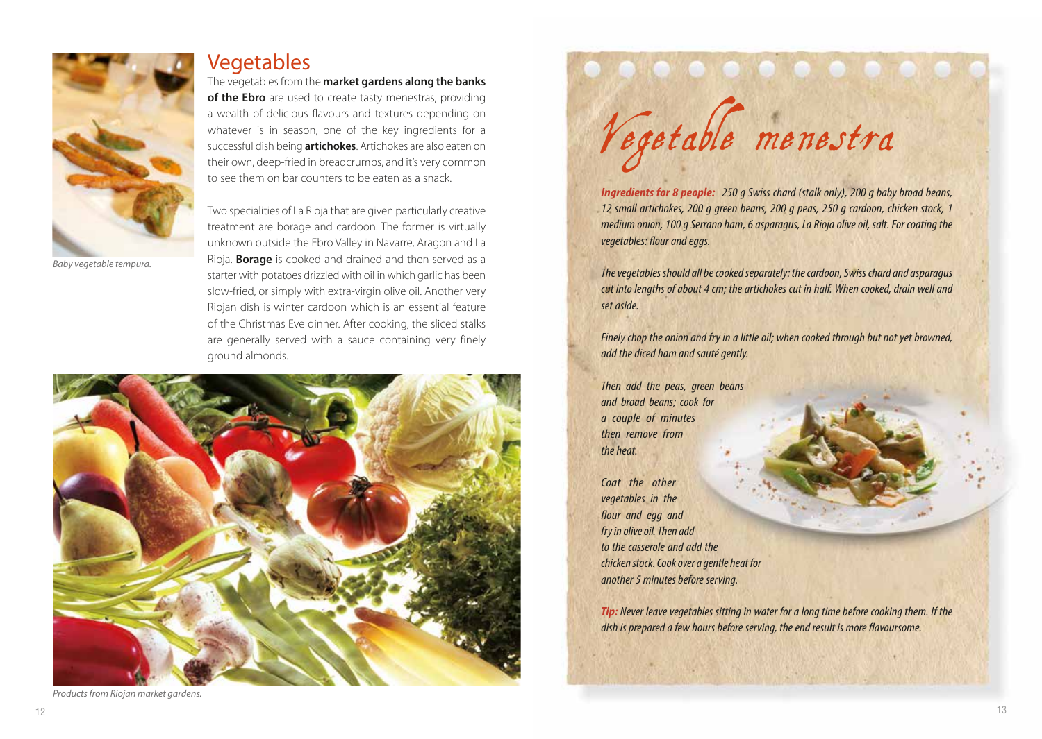## Vegetables

The vegetables from the **market gardens along the banks of the Ebro** are used to create tasty menestras, providing a wealth of delicious flavours and textures depending on whatever is in season, one of the key ingredients for a successful dish being **artichokes**. Artichokes are also eaten on their own, deep-fried in breadcrumbs, and it's very common to see them on bar counters to be eaten as a snack.

Two specialities of La Rioja that are given particularly creative treatment are borage and cardoon. The former is virtually unknown outside the Ebro Valley in Navarre, Aragon and La Rioja. **Borage** is cooked and drained and then served as a starter with potatoes drizzled with oil in which garlic has been slow-fried, or simply with extra-virgin olive oil. Another very Riojan dish is winter cardoon which is an essential feature of the Christmas Eve dinner. After cooking, the sliced stalks are generally served with a sauce containing very finely ground almonds.

*Baby vegetable tempura.*

*Products from Riojan market gardens.*

## Vegetable menestra

***Ingredients for 8 people:*** *250 g Swiss chard (stalk only), 200 g baby broad beans, 12 small artichokes, 200 g green beans, 200 g peas, 250 g cardoon, chicken stock, 1 medium onion, 100 g Serrano ham, 6 asparagus, La Rioja olive oil, salt. For coating the vegetables: flour and eggs.*

*The vegetables should all be cooked separately: the cardoon, Swiss chard and asparagus cut into lengths of about 4 cm; the artichokes cut in half. When cooked, drain well and set aside.*

*Finely chop the onion and fry in a little oil; when cooked through but not yet browned, add the diced ham and sauté gently.*

*Then add the peas, green beans and broad beans; cook for a couple of minutes then remove from the heat.*

*Coat the other vegetables in the flour and egg and fry in olive oil. Then add to the casserole and add the chicken stock. Cook over a gentle heat for another 5 minutes before serving.*

***Tip:*** *Never leave vegetables sitting in water for a long time before cooking them. If the dish is prepared a few hours before serving, the end result is more flavoursome.*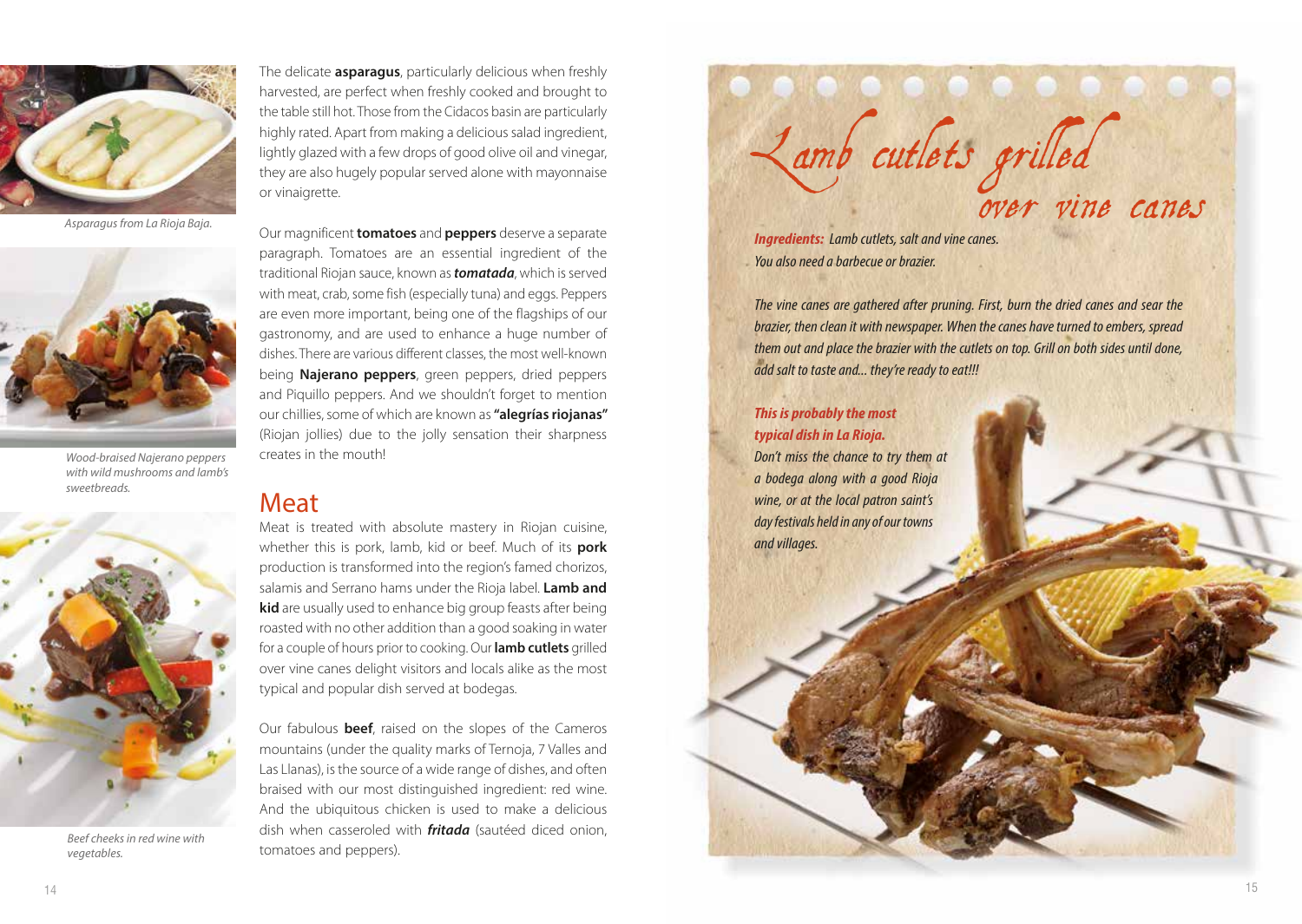Asparagus from La Rioja Baja.

Wood-braised Najerano peppers with wild mushrooms and lamb's sweetbreads.

Beef cheeks in red wine with vegetables.

The delicate **asparagus**, particularly delicious when freshly harvested, are perfect when freshly cooked and brought to the table still hot. Those from the Cidacos basin are particularly highly rated. Apart from making a delicious salad ingredient, lightly glazed with a few drops of good olive oil and vinegar, they are also hugely popular served alone with mayonnaise or vinaigrette.

Our magnificent **tomatoes** and **peppers** deserve a separate paragraph. Tomatoes are an essential ingredient of the traditional Riojan sauce, known as ***tomatada***, which is served with meat, crab, some fish (especially tuna) and eggs. Peppers are even more important, being one of the flagships of our gastronomy, and are used to enhance a huge number of dishes. There are various different classes, the most well-known being **Najerano peppers**, green peppers, dried peppers and Piquillo peppers. And we shouldn't forget to mention our chillies, some of which are known as **"alegrías riojanas"** (Riojan jollies) due to the jolly sensation their sharpness creates in the mouth!

## Meat

Meat is treated with absolute mastery in Riojan cuisine, whether this is pork, lamb, kid or beef. Much of its **pork** production is transformed into the region's famed chorizos, salamis and Serrano hams under the Rioja label. **Lamb and kid** are usually used to enhance big group feasts after being roasted with no other addition than a good soaking in water for a couple of hours prior to cooking. Our **lamb cutlets** grilled over vine canes delight visitors and locals alike as the most typical and popular dish served at bodegas.

Our fabulous **beef**, raised on the slopes of the Cameros mountains (under the quality marks of Ternoja, 7 Valles and Las Llanas), is the source of a wide range of dishes, and often braised with our most distinguished ingredient: red wine. And the ubiquitous chicken is used to make a delicious dish when casseroled with ***fritada*** (sautéed diced onion, tomatoes and peppers).

## Lamb cutlets grilled over vine canes

***Ingredients:*** *Lamb cutlets, salt and vine canes.*
*You also need a barbecue or brazier.*

*The vine canes are gathered after pruning. First, burn the dried canes and sear the brazier, then clean it with newspaper. When the canes have turned to embers, spread them out and place the brazier with the cutlets on top. Grill on both sides until done, add salt to taste and... they're ready to eat!!!*

***This is probably the most typical dish in La Rioja.***
*Don't miss the chance to try them at a bodega along with a good Rioja wine, or at the local patron saint's day festivals held in any of our towns and villages.*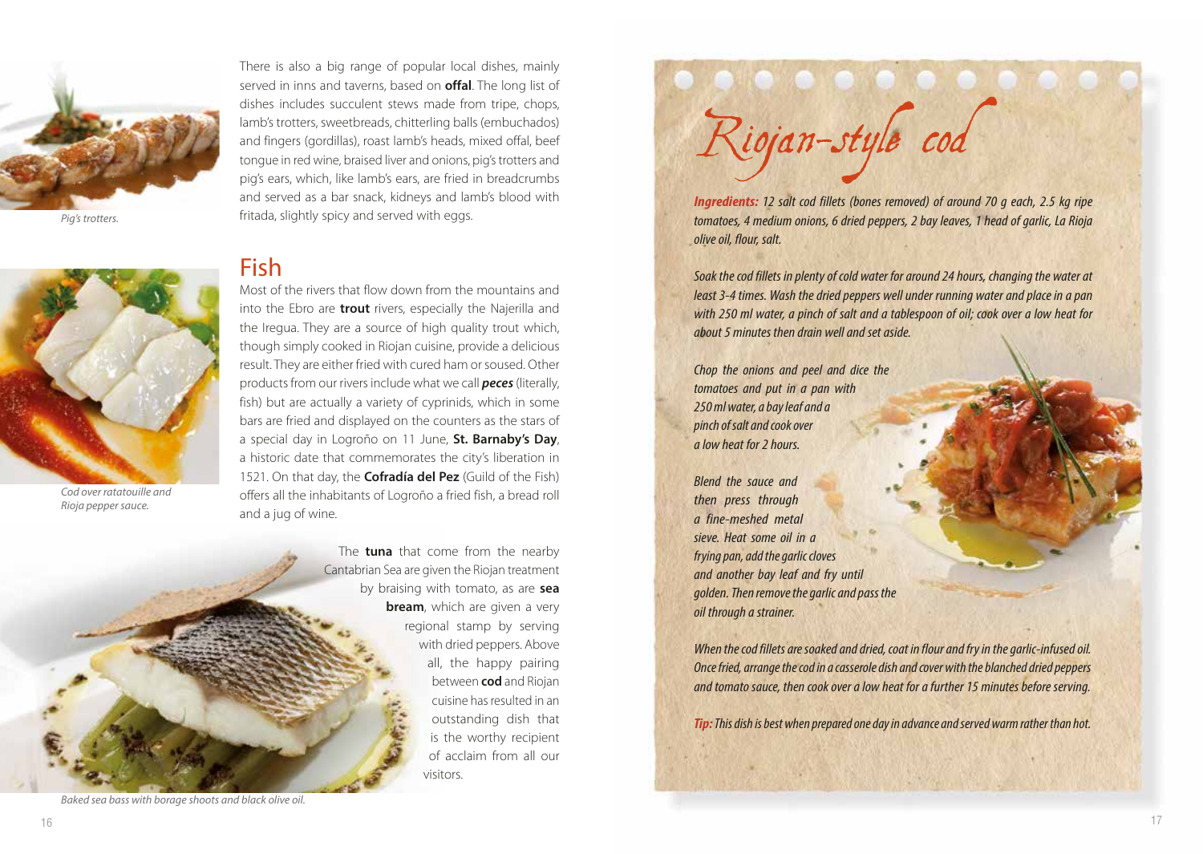There is also a big range of popular local dishes, mainly served in inns and taverns, based on **offal**. The long list of dishes includes succulent stews made from tripe, chops, lamb's trotters, sweetbreads, chitterling balls (embuchados) and fingers (gordillas), roast lamb's heads, mixed offal, beef tongue in red wine, braised liver and onions, pig's trotters and pig's ears, which, like lamb's ears, are fried in breadcrumbs and served as a bar snack, kidneys and lamb's blood with fritada, slightly spicy and served with eggs.

*Pig's trotters.*

## Fish

Most of the rivers that flow down from the mountains and into the Ebro are **trout** rivers, especially the Najerilla and the Iregua. They are a source of high quality trout which, though simply cooked in Riojan cuisine, provide a delicious result. They are either fried with cured ham or soused. Other products from our rivers include what we call ***peces*** (literally, fish) but are actually a variety of cyprinids, which in some bars are fried and displayed on the counters as the stars of a special day in Logroño on 11 June, **St. Barnaby's Day**, a historic date that commemorates the city's liberation in 1521. On that day, the **Cofradía del Pez** (Guild of the Fish) offers all the inhabitants of Logroño a fried fish, a bread roll and a jug of wine.

*Cod over ratatouille and Rioja pepper sauce.*

The **tuna** that come from the nearby Cantabrian Sea are given the Riojan treatment by braising with tomato, as are **sea bream**, which are given a very regional stamp by serving with dried peppers. Above all, the happy pairing between **cod** and Riojan cuisine has resulted in an outstanding dish that is the worthy recipient of acclaim from all our visitors.

*Baked sea bass with borage shoots and black olive oil.*

# Riojan-style cod

***Ingredients:*** *12 salt cod fillets (bones removed) of around 70 g each, 2.5 kg ripe tomatoes, 4 medium onions, 6 dried peppers, 2 bay leaves, 1 head of garlic, La Rioja olive oil, flour, salt.*

*Soak the cod fillets in plenty of cold water for around 24 hours, changing the water at least 3-4 times. Wash the dried peppers well under running water and place in a pan with 250 ml water, a pinch of salt and a tablespoon of oil; cook over a low heat for about 5 minutes then drain well and set aside.*

*Chop the onions and peel and dice the tomatoes and put in a pan with 250 ml water, a bay leaf and a pinch of salt and cook over a low heat for 2 hours.*

*Blend the sauce and then press through a fine-meshed metal sieve. Heat some oil in a frying pan, add the garlic cloves and another bay leaf and fry until golden. Then remove the garlic and pass the oil through a strainer.*

*When the cod fillets are soaked and dried, coat in flour and fry in the garlic-infused oil. Once fried, arrange the cod in a casserole dish and cover with the blanched dried peppers and tomato sauce, then cook over a low heat for a further 15 minutes before serving.*

***Tip:*** *This dish is best when prepared one day in advance and served warm rather than hot.*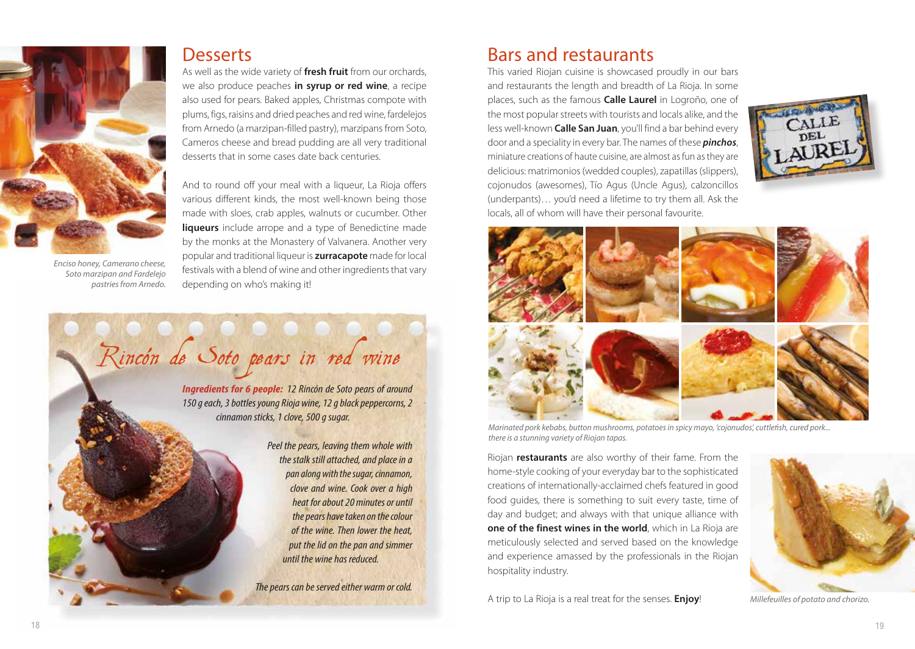## Desserts

As well as the wide variety of **fresh fruit** from our orchards, we also produce peaches **in syrup or red wine**, a recipe also used for pears. Baked apples, Christmas compote with plums, figs, raisins and dried peaches and red wine, fardelejos from Arnedo (a marzipan-filled pastry), marzipans from Soto, Cameros cheese and bread pudding are all very traditional desserts that in some cases date back centuries.

And to round off your meal with a liqueur, La Rioja offers various different kinds, the most well-known being those made with sloes, crab apples, walnuts or cucumber. Other **liqueurs** include arrope and a type of Benedictine made by the monks at the Monastery of Valvanera. Another very popular and traditional liqueur is **zurracapote** made for local festivals with a blend of wine and other ingredients that vary depending on who's making it!

*Enciso honey, Camerano cheese, Soto marzipan and Fardelejo pastries from Arnedo.*

### *Rincón de Soto pears in red wine*

***Ingredients for 6 people:*** *12 Rincón de Soto pears of around 150 g each, 3 bottles young Rioja wine, 12 g black peppercorns, 2 cinnamon sticks, 1 clove, 500 g sugar.*

*Peel the pears, leaving them whole with the stalk still attached, and place in a pan along with the sugar, cinnamon, clove and wine. Cook over a high heat for about 20 minutes or until the pears have taken on the colour of the wine. Then lower the heat, put the lid on the pan and simmer until the wine has reduced.*

*The pears can be served either warm or cold.*

## Bars and restaurants

This varied Riojan cuisine is showcased proudly in our bars and restaurants the length and breadth of La Rioja. In some places, such as the famous **Calle Laurel** in Logroño, one of the most popular streets with tourists and locals alike, and the less well-known **Calle San Juan**, you'll find a bar behind every door and a speciality in every bar. The names of these ***pinchos***, miniature creations of haute cuisine, are almost as fun as they are delicious: matrimonios (wedded couples), zapatillas (slippers), cojonudos (awesomes), Tío Agus (Uncle Agus), calzoncillos (underpants)… you'd need a lifetime to try them all. Ask the locals, all of whom will have their personal favourite.

*Marinated pork kebabs, button mushrooms, potatoes in spicy mayo, 'cojonudos', cuttlefish, cured pork... there is a stunning variety of Riojan tapas.*

Riojan **restaurants** are also worthy of their fame. From the home-style cooking of your everyday bar to the sophisticated creations of internationally-acclaimed chefs featured in good food guides, there is something to suit every taste, time of day and budget; and always with that unique alliance with **one of the finest wines in the world**, which in La Rioja are meticulously selected and served based on the knowledge and experience amassed by the professionals in the Riojan hospitality industry.

A trip to La Rioja is a real treat for the senses. **Enjoy**!

*Millefeuilles of potato and chorizo.*